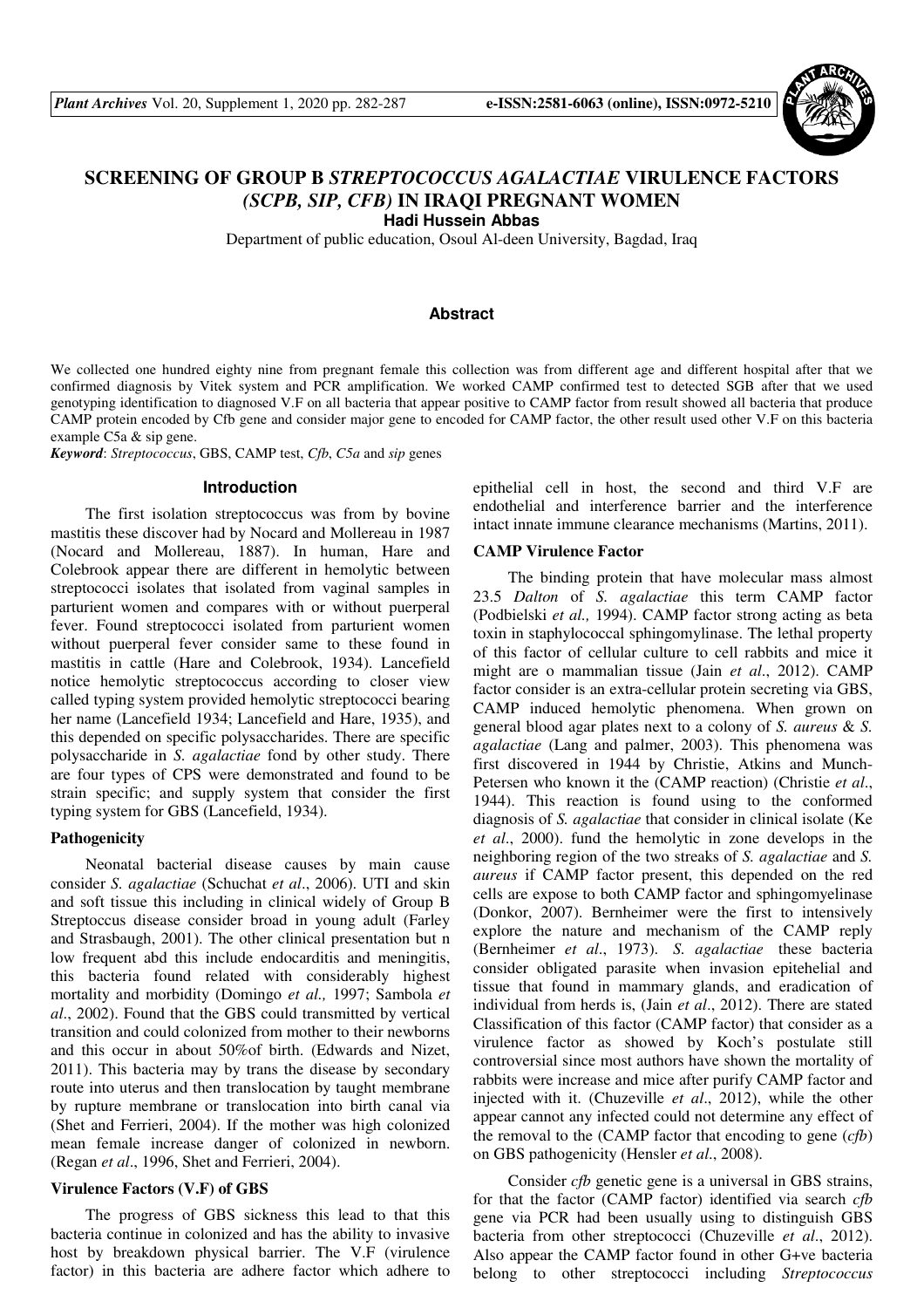# SCREENING OF GROUP B *STREPTOCOCCUS AGALACTIAE* VIRULENCE FACTORS *(SCPB, SIP, CFB)* IN IRAQI PREGNANT WOMEN

**Hadi Hussein Abbas**

Department of public education, Osoul Al-deen University, Bagdad, Iraq

## Abstract

We collected one hundred eighty nine from pregnant female this collection was from different age and different hospital after that we confirmed diagnosis by Vitek system and PCR amplification. We worked CAMP confirmed test to detected SGB after that we used genotyping identification to diagnosed V.F on all bacteria that appear positive to CAMP factor from result showed all bacteria that produce CAMP protein encoded by Cfb gene and consider major gene to encoded for CAMP factor, the other result used other V.F on this bacteria example C5a & sip gene.

***Keyword***: *Streptococcus*, GBS, CAMP test, *Cfb*, *C5a* and *sip* genes

## Introduction

The first isolation streptococcus was from by bovine mastitis these discover had by Nocard and Mollereau in 1987 (Nocard and Mollereau, 1887). In human, Hare and Colebrook appear there are different in hemolytic between streptococci isolates that isolated from vaginal samples in parturient women and compares with or without puerperal fever. Found streptococci isolated from parturient women without puerperal fever consider same to these found in mastitis in cattle (Hare and Colebrook, 1934). Lancefield notice hemolytic streptococcus according to closer view called typing system provided hemolytic streptococci bearing her name (Lancefield 1934; Lancefield and Hare, 1935), and this depended on specific polysaccharides. There are specific polysaccharide in *S. agalactiae* fond by other study. There are four types of CPS were demonstrated and found to be strain specific; and supply system that consider the first typing system for GBS (Lancefield, 1934).

### Pathogenicity

Neonatal bacterial disease causes by main cause consider *S. agalactiae* (Schuchat *et al*., 2006). UTI and skin and soft tissue this including in clinical widely of Group B Streptoccus disease consider broad in young adult (Farley and Strasbaugh, 2001). The other clinical presentation but n low frequent abd this include endocarditis and meningitis, this bacteria found related with considerably highest mortality and morbidity (Domingo *et al.,* 1997; Sambola *et al*., 2002). Found that the GBS could transmitted by vertical transition and could colonized from mother to their newborns and this occur in about 50%of birth. (Edwards and Nizet, 2011). This bacteria may by trans the disease by secondary route into uterus and then translocation by taught membrane by rupture membrane or translocation into birth canal via (Shet and Ferrieri, 2004). If the mother was high colonized mean female increase danger of colonized in newborn. (Regan *et al*., 1996, Shet and Ferrieri, 2004).

### Virulence Factors (V.F) of GBS

The progress of GBS sickness this lead to that this bacteria continue in colonized and has the ability to invasive host by breakdown physical barrier. The V.F (virulence factor) in this bacteria are adhere factor which adhere to epithelial cell in host, the second and third V.F are endothelial and interference barrier and the interference intact innate immune clearance mechanisms (Martins, 2011).

### CAMP Virulence Factor

The binding protein that have molecular mass almost 23.5 *Dalton* of *S. agalactiae* this term CAMP factor (Podbielski *et al.,* 1994). CAMP factor strong acting as beta toxin in staphylococcal sphingomyelinase. The lethal property of this factor of cellular culture to cell rabbits and mice it might are o mammalian tissue (Jain *et al*., 2012). CAMP factor consider is an extra-cellular protein secreting via GBS, CAMP induced hemolytic phenomena. When grown on general blood agar plates next to a colony of *S. aureus* & *S. agalactiae* (Lang and palmer, 2003). This phenomena was first discovered in 1944 by Christie, Atkins and Munch-Petersen who known it the (CAMP reaction) (Christie *et al*., 1944). This reaction is found using to the conformed diagnosis of *S. agalactiae* that consider in clinical isolate (Ke *et al*., 2000). fund the hemolytic in zone develops in the neighboring region of the two streaks of *S. agalactiae* and *S. aureus* if CAMP factor present, this depended on the red cells are expose to both CAMP factor and sphingomyelinase (Donkor, 2007). Bernheimer were the first to intensively explore the nature and mechanism of the CAMP reply (Bernheimer *et al*., 1973). *S. agalactiae* these bacteria consider obligated parasite when invasion epitehelial and tissue that found in mammary glands, and eradication of individual from herds is, (Jain *et al*., 2012). There are stated Classification of this factor (CAMP factor) that consider as a virulence factor as showed by Koch's postulate still controversial since most authors have shown the mortality of rabbits were increase and mice after purify CAMP factor and injected with it. (Chuzeville *et al*., 2012), while the other appear cannot any infected could not determine any effect of the removal to the (CAMP factor that encoding to gene (*cfb*) on GBS pathogenicity (Hensler *et al*., 2008).

Consider *cfb* genetic gene is a universal in GBS strains, for that the factor (CAMP factor) identified via search *cfb* gene via PCR had been usually using to distinguish GBS bacteria from other streptococci (Chuzeville *et al*., 2012). Also appear the CAMP factor found in other G+ve bacteria belong to other streptococci including *Streptococcus*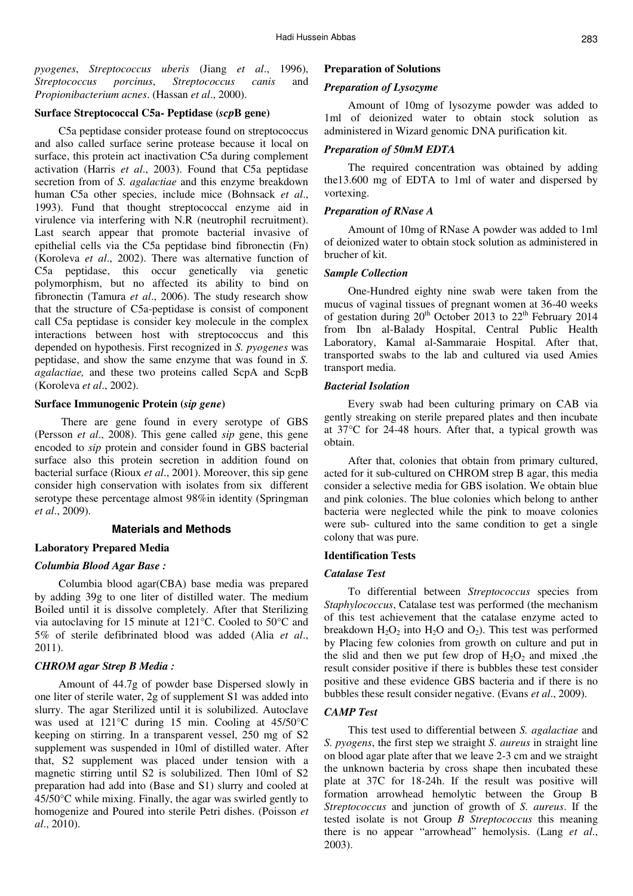*pyogenes*, *Streptococcus uberis* (Jiang *et al*., 1996), *Streptococcus porcinus*, *Streptococcus canis* and *Propionibacterium acnes*. (Hassan *et al*., 2000).

### Surface Streptococcal C5a- Peptidase (*scp*B gene)

C5a peptidase consider protease found on streptococcus and also called surface serine protease because it local on surface, this protein act inactivation C5a during complement activation (Harris *et al*., 2003). Found that C5a peptidase secretion from of *S. agalactiae* and this enzyme breakdown human C5a other species, include mice (Bohnsack *et al*., 1993). Fund that thought streptococcal enzyme aid in virulence via interfering with N.R (neutrophil recruitment). Last search appear that promote bacterial invasive of epithelial cells via the C5a peptidase bind fibronectin (Fn) (Koroleva *et al*., 2002). There was alternative function of C5a peptidase, this occur genetically via genetic polymorphism, but no affected its ability to bind on fibronectin (Tamura *et al*., 2006). The study research show that the structure of C5a-peptidase is consist of component call C5a peptidase is consider key molecule in the complex interactions between host with streptococcus and this depended on hypothesis. First recognized in *S. pyogenes* was peptidase, and show the same enzyme that was found in *S. agalactiae,* and these two proteins called ScpA and ScpB (Koroleva *et al*., 2002).

### Surface Immunogenic Protein (*sip gene*)

There are gene found in every serotype of GBS (Persson *et al*., 2008). This gene called *sip* gene, this gene encoded to *sip* protein and consider found in GBS bacterial surface also this protein secretion in addition found on bacterial surface (Rioux *et al*., 2001). Moreover, this sip gene consider high conservation with isolates from six different serotype these percentage almost 98%in identity (Springman *et al*., 2009).

## Materials and Methods

### Laboratory Prepared Media

#### *Columbia Blood Agar Base :*

Columbia blood agar(CBA) base media was prepared by adding 39g to one liter of distilled water. The medium Boiled until it is dissolve completely. After that Sterilizing via autoclaving for 15 minute at 121°C. Cooled to 50°C and 5% of sterile defibrinated blood was added (Alia *et al*., 2011).

#### *CHROM agar Strep B Media :*

Amount of 44.7g of powder base Dispersed slowly in one liter of sterile water, 2g of supplement S1 was added into slurry. The agar Sterilized until it is solubilized. Autoclave was used at 121°C during 15 min. Cooling at 45/50°C keeping on stirring. In a transparent vessel, 250 mg of S2 supplement was suspended in 10ml of distilled water. After that, S2 supplement was placed under tension with a magnetic stirring until S2 is solubilized. Then 10ml of S2 preparation had add into (Base and S1) slurry and cooled at 45/50°C while mixing. Finally, the agar was swirled gently to homogenize and Poured into sterile Petri dishes. (Poisson *et al*., 2010).

### Preparation of Solutions

#### *Preparation of Lysozyme*

Amount of 10mg of lysozyme powder was added to 1ml of deionized water to obtain stock solution as administered in Wizard genomic DNA purification kit.

#### *Preparation of 50mM EDTA*

The required concentration was obtained by adding the13.600 mg of EDTA to 1ml of water and dispersed by vortexing.

#### *Preparation of RNase A*

Amount of 10mg of RNase A powder was added to 1ml of deionized water to obtain stock solution as administered in brucher of kit.

#### *Sample Collection*

One-Hundred eighty nine swab were taken from the mucus of vaginal tissues of pregnant women at 36-40 weeks of gestation during 20[th] October 2013 to 22[th] February 2014 from Ibn al-Balady Hospital, Central Public Health Laboratory, Kamal al-Sammaraie Hospital. After that, transported swabs to the lab and cultured via used Amies transport media.

#### *Bacterial Isolation*

Every swab had been culturing primary on CAB via gently streaking on sterile prepared plates and then incubate at 37°C for 24-48 hours. After that, a typical growth was obtain.

After that, colonies that obtain from primary cultured, acted for it sub-cultured on CHROM strep B agar, this media consider a selective media for GBS isolation. We obtain blue and pink colonies. The blue colonies which belong to anther bacteria were neglected while the pink to moave colonies were sub- cultured into the same condition to get a single colony that was pure.

### Identification Tests

#### *Catalase Test*

To differential between *Streptococcus* species from *Staphylococcus*, Catalase test was performed (the mechanism of this test achievement that the catalase enzyme acted to breakdown $H_2O_2$ into $H_2O$ and $O_2$). This test was performed by Placing few colonies from growth on culture and put in the slid and then we put few drop of $H_2O_2$ and mixed ,the result consider positive if there is bubbles these test consider positive and these evidence GBS bacteria and if there is no bubbles these result consider negative. (Evans *et al*., 2009).

#### *CAMP Test*

This test used to differential between *S. agalactiae* and *S. pyogens*, the first step we straight *S. aureus* in straight line on blood agar plate after that we leave 2-3 cm and we straight the unknown bacteria by cross shape then incubated these plate at 37C for 18-24h. If the result was positive will formation arrowhead hemolytic between the Group B *Streptococcus* and junction of growth of *S. aureus*. If the tested isolate is not Group *B Streptococcus* this meaning there is no appear "arrowhead" hemolysis. (Lang *et al*., 2003).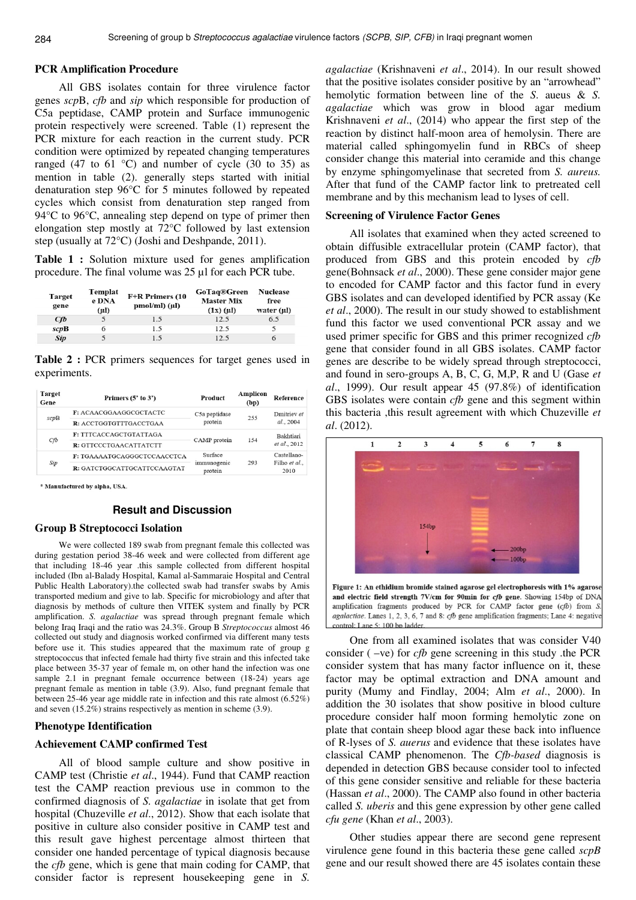### PCR Amplification Procedure

All GBS isolates contain for three virulence factor genes *scp*B, *cfb* and *sip* which responsible for production of C5a peptidase, CAMP protein and Surface immunogenic protein respectively were screened. Table (1) represent the PCR mixture for each reaction in the current study. PCR condition were optimized by repeated changing temperatures ranged (47 to 61 °C) and number of cycle (30 to 35) as mention in table (2). generally steps started with initial denaturation step 96°C for 5 minutes followed by repeated cycles which consist from denaturation step ranged from 94°C to 96°C, annealing step depend on type of primer then elongation step mostly at 72°C followed by last extension step (usually at 72°C) (Joshi and Deshpande, 2011).

**Table 1 :** Solution mixture used for genes amplification procedure. The final volume was 25 µl for each PCR tube.

| Target gene | Template DNA (µl) | F+R Primers (10 pmol/ml) (µl) | GoTaq®Green Master Mix (1x) (µl) | Nuclease free water (µl) |
|---|---|---|---|---|
| *Cfb* | 5 | 1.5 | 12.5 | 6.5 |
| *scp*B | 6 | 1.5 | 12.5 | 5 |
| *Sip* | 5 | 1.5 | 12.5 | 6 |

**Table 2 :** PCR primers sequences for target genes used in experiments.

| Target Gene | Primers (5' to 3') | Product | Amplicon (bp) | Reference |
|---|---|---|---|---|
| *scp*B | F: ACAACGGAAGGCGCTACTC<br>R: ACCTGGTGTTTGACCTGAA | C5a peptidase protein | 255 | Dmitriev *et al*., 2004 |
| *Cfb* | F: TTTCACCAGCTGTATTAGA<br>R: GTTCCCTGAACATTATCTT | CAMP protein | 154 | Bakhtiari *et al*., 2012 |
| *Sip* | F: TGAAAATGCAGGGCTCCAACCTCA<br>R: GATCTGGCATTGCATTCCAAGTAT | Surface immunogenic protein | 293 | Castellano-Filho *et al*., 2010 |

\* Manufactured by alpha, USA.

## Result and Discussion

### Group B Streptococci Isolation

We were collected 189 swab from pregnant female this collected was during gestation period 38-46 week and were collected from different age that including 18-46 year .this sample collected from different hospital included (Ibn al-Balady Hospital, Kamal al-Sammaraie Hospital and Central Public Health Laboratory).the collected swab had transfer swabs by Amis transported medium and give to lab. Specific for microbiology and after that diagnosis by methods of culture then VITEK system and finally by PCR amplification. *S. agalactiae* was spread through pregnant female which belong Iraq Iraqi and the ratio was 24.3%. Group B *Streptococcus* almost 46 collected out study and diagnosis worked confirmed via different many tests before use it. This studies appeared that the maximum rate of group g streptococcus that infected female had thirty five strain and this infected take place between 35-37 year of female m, on other hand the infection was one sample 2.1 in pregnant female occurrence between (18-24) years age pregnant female as mention in table (3.9). Also, fund pregnant female that between 25-46 year age middle rate in infection and this rate almost (6.52%) and seven (15.2%) strains respectively as mention in scheme (3.9).

### Phenotype Identification

### Achievement CAMP confirmed Test

All of blood sample culture and show positive in CAMP test (Christie *et al*., 1944). Fund that CAMP reaction test the CAMP reaction previous use in common to the confirmed diagnosis of *S. agalactiae* in isolate that get from hospital (Chuzeville *et al*., 2012). Show that each isolate that positive in culture also consider positive in CAMP test and this result gave highest percentage almost thirteen that consider one handed percentage of typical diagnosis because the *cfb* gene, which is gene that main coding for CAMP, that consider factor is represent housekeeping gene in *S. agalactiae* (Krishnaveni *et al*., 2014). In our result showed that the positive isolates consider positive by an "arrowhead" hemolytic formation between line of the *S.* aueus & *S. agalactiae* which was grow in blood agar medium Krishnaveni *et al*., (2014) who appear the first step of the reaction by distinct half-moon area of hemolysin. There are material called sphingomyelin fund in RBCs of sheep consider change this material into ceramide and this change by enzyme sphingomyelinase that secreted from *S. aureus.* After that fund of the CAMP factor link to pretreated cell membrane and by this mechanism lead to lyses of cell.

### Screening of Virulence Factor Genes

All isolates that examined when they acted screened to obtain diffusible extracellular protein (CAMP factor), that produced from GBS and this protein encoded by *cfb* gene(Bohnsack *et al*., 2000). These gene consider major gene to encoded for CAMP factor and this factor fund in every GBS isolates and can developed identified by PCR assay (Ke *et al*., 2000). The result in our study showed to establishment fund this factor we used conventional PCR assay and we used primer specific for GBS and this primer recognized *cfb* gene that consider found in all GBS isolates. CAMP factor genes are describe to be widely spread through streptococci, and found in sero-groups A, B, C, G, M,P, R and U (Gase *et al*., 1999). Our result appear 45 (97.8%) of identification GBS isolates were contain *cfb* gene and this segment within this bacteria ,this result agreement with which Chuzeville *et al*. (2012).

**Figure 1: An ethidium bromide stained agarose gel electrophoresis with 1% agarose and electric field strength 7V/cm for 90min for *cfb* gene.** Showing 154bp of DNA amplification fragments produced by PCR for CAMP factor gene (*cfb*) from *S. agalactiae*. Lanes 1, 2, 3, 6, 7 and 8: *cfb* gene amplification fragments; Lane 4: negative control; Lane 5: 100 bp ladder.

One from all examined isolates that was consider V40 consider ( –ve) for *cfb* gene screening in this study .the PCR consider system that has many factor influence on it, these factor may be optimal extraction and DNA amount and purity (Mumy and Findlay, 2004; Alm *et al*., 2000). In addition the 30 isolates that show positive in blood culture procedure consider half moon forming hemolytic zone on plate that contain sheep blood agar these back into influence of R-lyses of *S. auerus* and evidence that these isolates have classical CAMP phenomenon. The *Cfb-based* diagnosis is depended in detection GBS because consider tool to infected of this gene consider sensitive and reliable for these bacteria (Hassan *et al*., 2000). The CAMP also found in other bacteria called *S. uberis* and this gene expression by other gene called *cfu gene* (Khan *et al*., 2003).

Other studies appear there are second gene represent virulence gene found in this bacteria these gene called *scpB* gene and our result showed there are 45 isolates contain these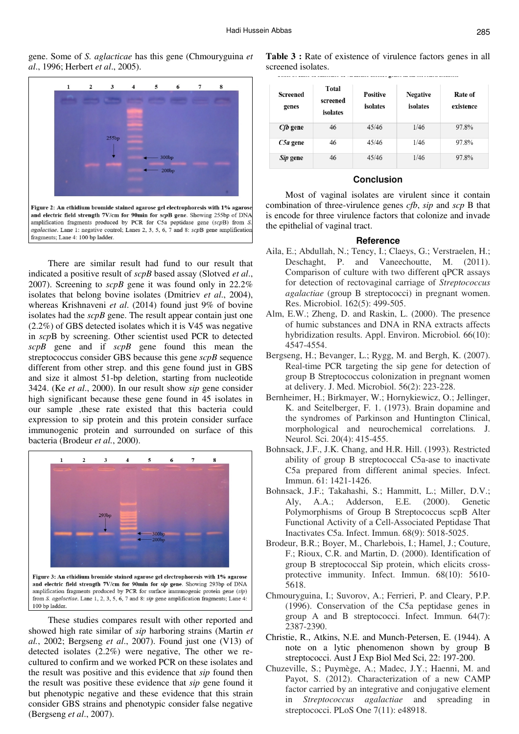gene. Some of *S. aglactiae* has this gene (Chmouryguina *et al*., 1996; Herbert *et al*., 2005).

**Figure 2: An ethidium bromide stained agarose gel electrophoresis with 1% agarose and electric field strength 7V/cm for 90min for *scpB* gene.** Showing 255bp of DNA amplification fragments produced by PCR for C5a peptidase gene (*scpB*) from *S. agalactiae*. Lane 1: negative control; Lanes 2, 3, 5, 6, 7 and 8: *scpB* gene amplification fragments; Lane 4: 100 bp ladder.

There are similar result had fund to our result that indicated a positive result of *scpB* based assay (Slotved *et al*., 2007). Screening to *scpB* gene it was found only in 22.2% isolates that belong bovine isolates (Dmitriev *et al*., 2004), whereas Krishnaveni *et al*. (2014) found just 9% of bovine isolates had the *scpB* gene. The result appear contain just one (2.2%) of GBS detected isolates which it is V45 was negative in *scp*B by screening. Other scientist used PCR to detected *scpB* gene and if *scpB* gene found this mean the streptococcus consider GBS because this gene *scpB* sequence different from other strep. and this gene found just in GBS and size it almost 51-bp deletion, starting from nucleotide 3424. (Ke *et al*., 2000). In our result show *sip* gene consider high significant because these gene found in 45 isolates in our sample ,these rate existed that this bacteria could expression to sip protein and this protein consider surface immunogenic protein and surrounded on surface of this bacteria (Brodeur *et al*., 2000).

**Figure 3: An ethidium bromide stained agarose gel electrophoresis with 1% agarose and electric field strength 7V/cm for 90min for *sip* gene.** Showing 293bp of DNA amplification fragments produced by PCR for surface immunogenic protein gene (*sip*) from *S. agalactiae*. Lane 1, 2, 3, 5, 6, 7 and 8: *sip* gene amplification fragments; Lane 4: 100 bp ladder.

These studies compares result with other reported and showed high rate similar of *sip* harboring strains (Martin *et al*., 2002; Bergseng *et al*., 2007). Found just one (V13) of detected isolates (2.2%) were negative, The other we re-cultured to confirm and we worked PCR on these isolates and the result was positive and this evidence that *sip* found then the result was positive these evidence that *sip* gene found it but phenotypic negative and these evidence that this strain consider GBS strains and phenotypic consider false negative (Bergseng *et al*., 2007).

**Table 3 :** Rate of existence of virulence factors genes in all screened isolates.

| Screened genes | Total screened isolates | Positive isolates | Negative isolates | Rate of existence |
|---|---|---|---|---|
| *Cfb* gene | 46 | 45/46 | 1/46 | 97.8% |
| *C5a* gene | 46 | 45/46 | 1/46 | 97.8% |
| *Sip* gene | 46 | 45/46 | 1/46 | 97.8% |

## Conclusion

Most of vaginal isolates are virulent since it contain combination of three-virulence genes *cfb*, *sip* and *scp* B that is encode for three virulence factors that colonize and invade the epithelial of vaginal tract.

## Reference

Aila, E.; Abdullah, N.; Tency, I.; Claeys, G.; Verstraelen, H.; Deschaght, P. and Vaneechoutte, M. (2011). Comparison of culture with two different qPCR assays for detection of rectovaginal carriage of *Streptococcus agalactiae* (group B streptococci) in pregnant women. Res. Microbiol. 162(5): 499-505.

Alm, E.W.; Zheng, D. and Raskin, L. (2000). The presence of humic substances and DNA in RNA extracts affects hybridization results. Appl. Environ. Microbiol. 66(10): 4547-4554.

Bergseng, H.; Bevanger, L.; Rygg, M. and Bergh, K. (2007). Real-time PCR targeting the sip gene for detection of group B Streptococcus colonization in pregnant women at delivery. J. Med. Microbiol. 56(2): 223-228.

Bernheimer, H.; Birkmayer, W.; Hornykiewicz, O.; Jellinger, K. and Seitelberger, F. 1. (1973). Brain dopamine and the syndromes of Parkinson and Huntington Clinical, morphological and neurochemical correlations. J. Neurol. Sci. 20(4): 415-455.

Bohnsack, J.F., J.K. Chang, and H.R. Hill. (1993). Restricted ability of group B streptococcal C5a-ase to inactivate C5a prepared from different animal species. Infect. Immun. 61: 1421-1426.

Bohnsack, J.F.; Takahashi, S.; Hammitt, L.; Miller, D.V.; Aly, A.A.; Adderson, E.E. (2000). Genetic Polymorphisms of Group B Streptococcus scpB Alter Functional Activity of a Cell-Associated Peptidase That Inactivates C5a. Infect. Immun. 68(9): 5018-5025.

Brodeur, B.R.; Boyer, M., Charlebois, I.; Hamel, J.; Couture, F.; Rioux, C.R. and Martin, D. (2000). Identification of group B streptococcal Sip protein, which elicits cross-protective immunity. Infect. Immun. 68(10): 5610-5618.

Chmouryguina, I.; Suvorov, A.; Ferrieri, P. and Cleary, P.P. (1996). Conservation of the C5a peptidase genes in group A and B streptococci. Infect. Immun. 64(7): 2387-2390.

Christie, R., Atkins, N.E. and Munch-Petersen, E. (1944). A note on a lytic phenomenon shown by group B streptococci. Aust J Exp Biol Med Sci, 22: 197-200.

Chuzeville, S.; Puymège, A.; Madec, J.Y.; Haenni, M. and Payot, S. (2012). Characterization of a new CAMP factor carried by an integrative and conjugative element in *Streptococcus agalactiae* and spreading in streptococci. PLoS One 7(11): e48918.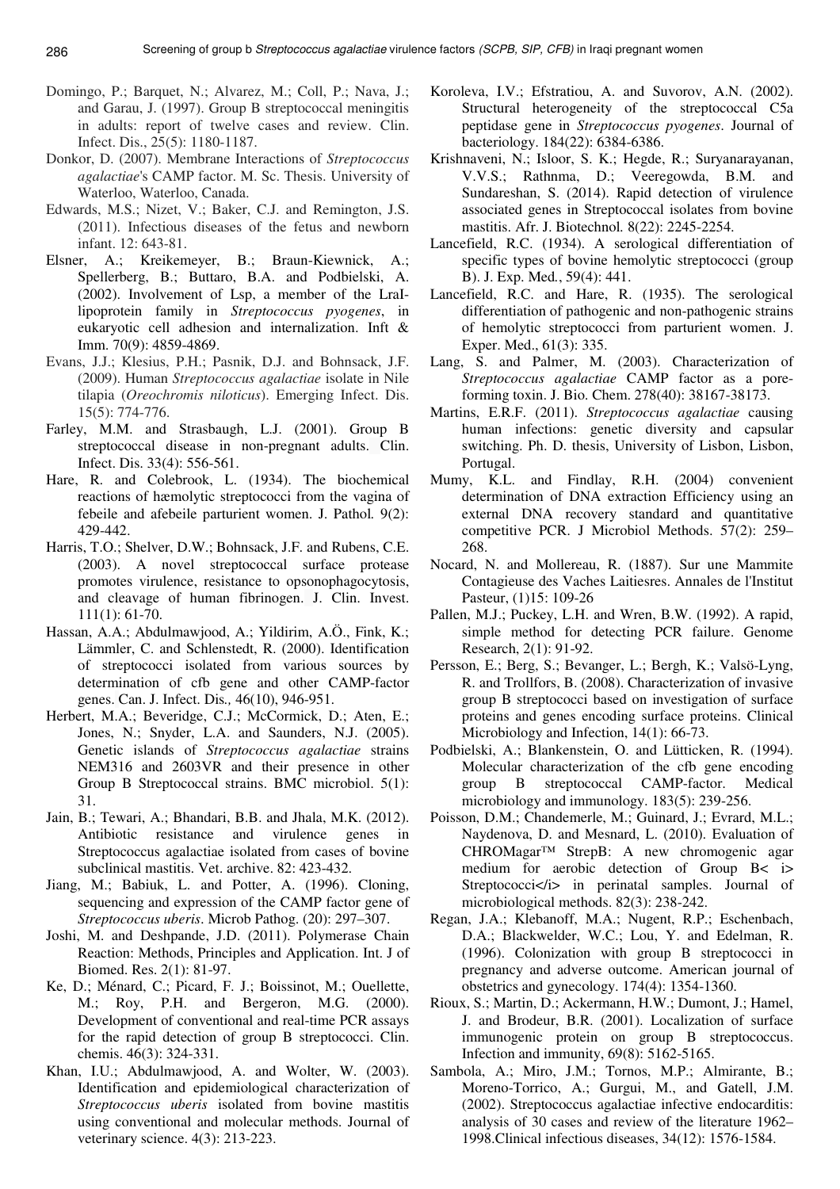Domingo, P.; Barquet, N.; Alvarez, M.; Coll, P.; Nava, J.; and Garau, J. (1997). Group B streptococcal meningitis in adults: report of twelve cases and review. Clin. Infect. Dis., 25(5): 1180-1187.

Donkor, D. (2007). Membrane Interactions of *Streptococcus agalactiae*'s CAMP factor. M. Sc. Thesis. University of Waterloo, Waterloo, Canada.

Edwards, M.S.; Nizet, V.; Baker, C.J. and Remington, J.S. (2011). Infectious diseases of the fetus and newborn infant. 12: 643-81.

Elsner, A.; Kreikemeyer, B.; Braun-Kiewnick, A.; Spellerberg, B.; Buttaro, B.A. and Podbielski, A. (2002). Involvement of Lsp, a member of the LraI-lipoprotein family in *Streptococcus pyogenes*, in eukaryotic cell adhesion and internalization. Inft & Imm. 70(9): 4859-4869.

Evans, J.J.; Klesius, P.H.; Pasnik, D.J. and Bohnsack, J.F. (2009). Human *Streptococcus agalactiae* isolate in Nile tilapia (*Oreochromis niloticus*). Emerging Infect. Dis. 15(5): 774-776.

Farley, M.M. and Strasbaugh, L.J. (2001). Group B streptococcal disease in non-pregnant adults. Clin. Infect. Dis. 33(4): 556-561.

Hare, R. and Colebrook, L. (1934). The biochemical reactions of hæmolytic streptococci from the vagina of febeile and afebeile parturient women. J. Pathol. 9(2): 429-442.

Harris, T.O.; Shelver, D.W.; Bohnsack, J.F. and Rubens, C.E. (2003). A novel streptococcal surface protease promotes virulence, resistance to opsonophagocytosis, and cleavage of human fibrinogen. J. Clin. Invest. 111(1): 61-70.

Hassan, A.A.; Abdulmawjood, A.; Yildirim, A.Ö., Fink, K.; Lämmler, C. and Schlenstedt, R. (2000). Identification of streptococci isolated from various sources by determination of cfb gene and other CAMP-factor genes. Can. J. Infect. Dis*.,* 46(10), 946-951.

Herbert, M.A.; Beveridge, C.J.; McCormick, D.; Aten, E.; Jones, N.; Snyder, L.A. and Saunders, N.J. (2005). Genetic islands of *Streptococcus agalactiae* strains NEM316 and 2603VR and their presence in other Group B Streptococcal strains. BMC microbiol. 5(1): 31.

Jain, B.; Tewari, A.; Bhandari, B.B. and Jhala, M.K. (2012). Antibiotic resistance and virulence genes in Streptococcus agalactiae isolated from cases of bovine subclinical mastitis. Vet. archive. 82: 423-432.

Jiang, M.; Babiuk, L. and Potter, A. (1996). Cloning, sequencing and expression of the CAMP factor gene of *Streptococcus uberis*. Microb Pathog. (20): 297–307.

Joshi, M. and Deshpande, J.D. (2011). Polymerase Chain Reaction: Methods, Principles and Application. Int. J of Biomed. Res. 2(1): 81-97.

Ke, D.; Ménard, C.; Picard, F. J.; Boissinot, M.; Ouellette, M.; Roy, P.H. and Bergeron, M.G. (2000). Development of conventional and real-time PCR assays for the rapid detection of group B streptococci. Clin. chemis. 46(3): 324-331.

Khan, I.U.; Abdulmawjood, A. and Wolter, W. (2003). Identification and epidemiological characterization of *Streptococcus uberis* isolated from bovine mastitis using conventional and molecular methods. Journal of veterinary science. 4(3): 213-223.

Koroleva, I.V.; Efstratiou, A. and Suvorov, A.N. (2002). Structural heterogeneity of the streptococcal C5a peptidase gene in *Streptococcus pyogenes*. Journal of bacteriology. 184(22): 6384-6386.

Krishnaveni, N.; Isloor, S. K.; Hegde, R.; Suryanarayanan, V.V.S.; Rathnma, D.; Veeregowda, B.M. and Sundareshan, S. (2014). Rapid detection of virulence associated genes in Streptococcal isolates from bovine mastitis. Afr. J. Biotechnol. 8(22): 2245-2254.

Lancefield, R.C. (1934). A serological differentiation of specific types of bovine hemolytic streptococci (group B). J. Exp. Med., 59(4): 441.

Lancefield, R.C. and Hare, R. (1935). The serological differentiation of pathogenic and non-pathogenic strains of hemolytic streptococci from parturient women. J. Exper. Med., 61(3): 335.

Lang, S. and Palmer, M. (2003). Characterization of *Streptococcus agalactiae* CAMP factor as a pore-forming toxin. J. Bio. Chem. 278(40): 38167-38173.

Martins, E.R.F. (2011). *Streptococcus agalactiae* causing human infections: genetic diversity and capsular switching. Ph. D. thesis, University of Lisbon, Lisbon, Portugal.

Mumy, K.L. and Findlay, R.H. (2004) convenient determination of DNA extraction Efficiency using an external DNA recovery standard and quantitative competitive PCR. J Microbiol Methods. 57(2): 259–268.

Nocard, N. and Mollereau, R. (1887). Sur une Mammite Contagieuse des Vaches Laitiesres. Annales de l'Institut Pasteur, (1)15: 109-26

Pallen, M.J.; Puckey, L.H. and Wren, B.W. (1992). A rapid, simple method for detecting PCR failure. Genome Research, 2(1): 91-92.

Persson, E.; Berg, S.; Bevanger, L.; Bergh, K.; Valsö-Lyng, R. and Trollfors, B. (2008). Characterization of invasive group B streptococci based on investigation of surface proteins and genes encoding surface proteins. Clinical Microbiology and Infection, 14(1): 66-73.

Podbielski, A.; Blankenstein, O. and Lütticken, R. (1994). Molecular characterization of the cfb gene encoding group B streptococcal CAMP-factor. Medical microbiology and immunology. 183(5): 239-256.

Poisson, D.M.; Chandemerle, M.; Guinard, J.; Evrard, M.L.; Naydenova, D. and Mesnard, L. (2010). Evaluation of CHROMagar™ StrepB: A new chromogenic agar medium for aerobic detection of Group B< i> Streptococci</i> in perinatal samples. Journal of microbiological methods. 82(3): 238-242.

Regan, J.A.; Klebanoff, M.A.; Nugent, R.P.; Eschenbach, D.A.; Blackwelder, W.C.; Lou, Y. and Edelman, R. (1996). Colonization with group B streptococci in pregnancy and adverse outcome. American journal of obstetrics and gynecology. 174(4): 1354-1360.

Rioux, S.; Martin, D.; Ackermann, H.W.; Dumont, J.; Hamel, J. and Brodeur, B.R. (2001). Localization of surface immunogenic protein on group B streptococcus. Infection and immunity, 69(8): 5162-5165.

Sambola, A.; Miro, J.M.; Tornos, M.P.; Almirante, B.; Moreno-Torrico, A.; Gurgui, M., and Gatell, J.M. (2002). Streptococcus agalactiae infective endocarditis: analysis of 30 cases and review of the literature 1962–1998.Clinical infectious diseases, 34(12): 1576-1584.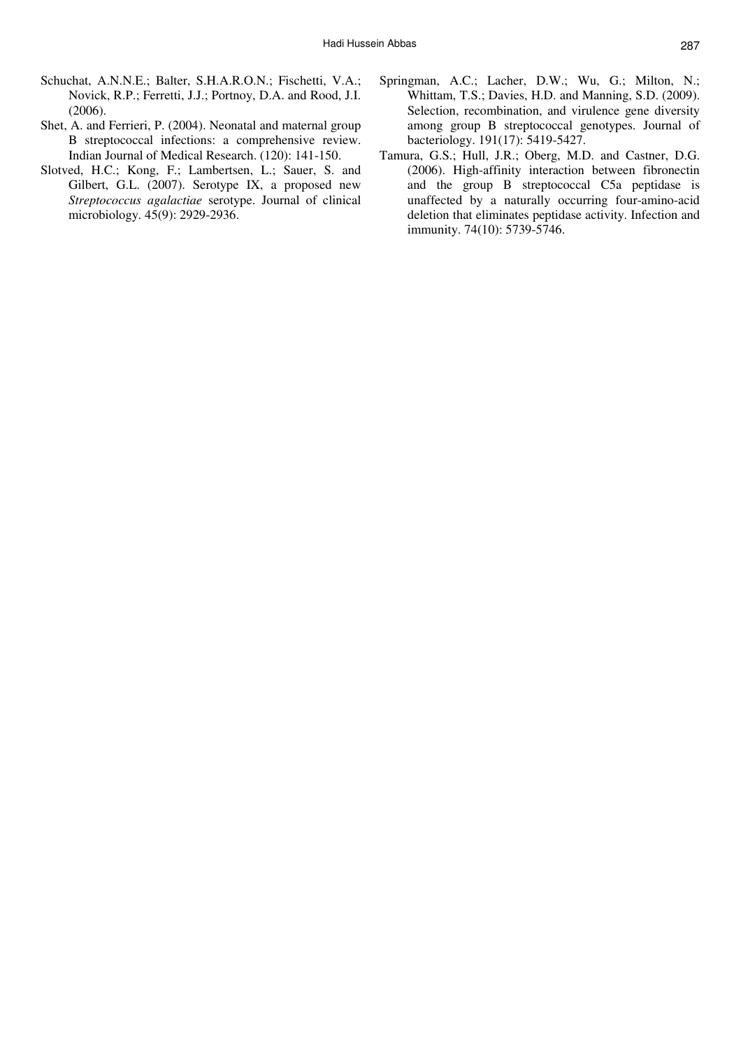Schuchat, A.N.N.E.; Balter, S.H.A.R.O.N.; Fischetti, V.A.; Novick, R.P.; Ferretti, J.J.; Portnoy, D.A. and Rood, J.I. (2006).

Shet, A. and Ferrieri, P. (2004). Neonatal and maternal group B streptococcal infections: a comprehensive review. Indian Journal of Medical Research. (120): 141-150.

Slotved, H.C.; Kong, F.; Lambertsen, L.; Sauer, S. and Gilbert, G.L. (2007). Serotype IX, a proposed new *Streptococcus agalactiae* serotype. Journal of clinical microbiology. 45(9): 2929-2936.

Springman, A.C.; Lacher, D.W.; Wu, G.; Milton, N.; Whittam, T.S.; Davies, H.D. and Manning, S.D. (2009). Selection, recombination, and virulence gene diversity among group B streptococcal genotypes. Journal of bacteriology. 191(17): 5419-5427.

Tamura, G.S.; Hull, J.R.; Oberg, M.D. and Castner, D.G. (2006). High-affinity interaction between fibronectin and the group B streptococcal C5a peptidase is unaffected by a naturally occurring four-amino-acid deletion that eliminates peptidase activity. Infection and immunity. 74(10): 5739-5746.